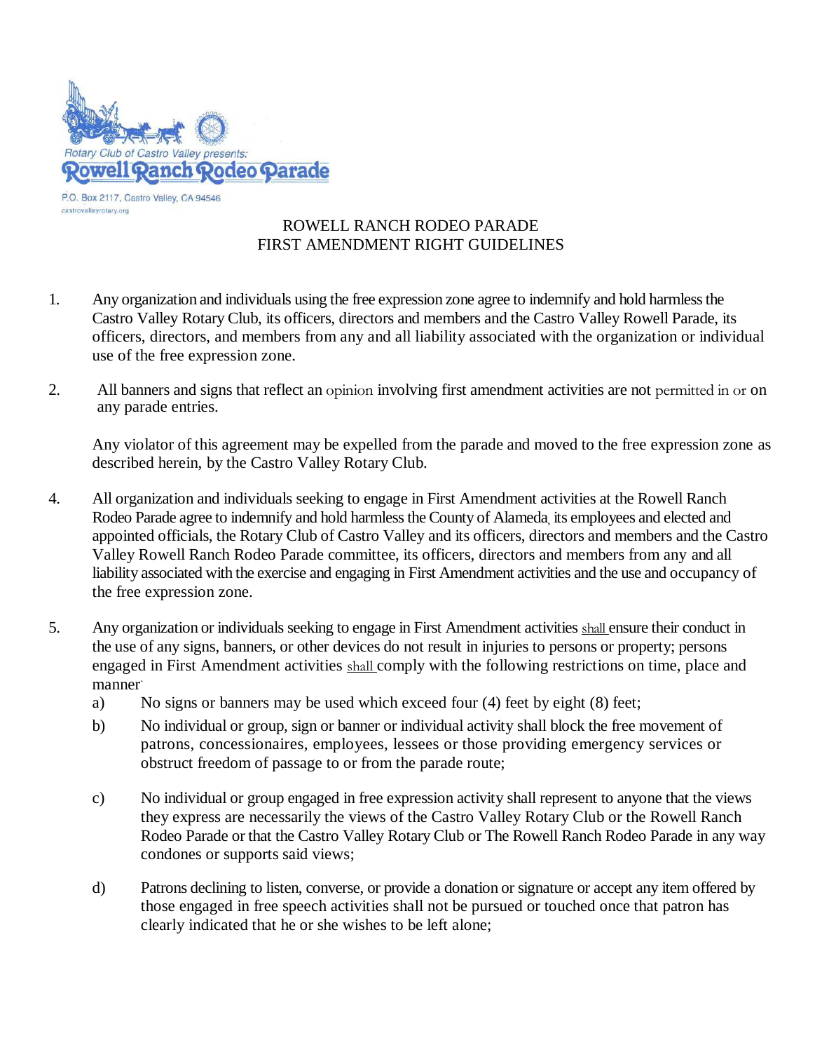Rotary Club of Castro Valley presents:

**Rowell Ranch Rodeo Parade**

P.O. Box 2117, Castro Valley, CA 94546
castrovalleyrotary.org

# ROWELL RANCH RODEO PARADE
# FIRST AMENDMENT RIGHT GUIDELINES

1. Any organization and individuals using the free expression zone agree to indemnify and hold harmless the Castro Valley Rotary Club, its officers, directors and members and the Castro Valley Rowell Parade, its officers, directors, and members from any and all liability associated with the organization or individual use of the free expression zone.

2. All banners and signs that reflect an opinion involving first amendment activities are not permitted in or on any parade entries.

   Any violator of this agreement may be expelled from the parade and moved to the free expression zone as described herein, by the Castro Valley Rotary Club.

4. All organization and individuals seeking to engage in First Amendment activities at the Rowell Ranch Rodeo Parade agree to indemnify and hold harmless the County of Alameda, its employees and elected and appointed officials, the Rotary Club of Castro Valley and its officers, directors and members and the Castro Valley Rowell Ranch Rodeo Parade committee, its officers, directors and members from any and all liability associated with the exercise and engaging in First Amendment activities and the use and occupancy of the free expression zone.

5. Any organization or individuals seeking to engage in First Amendment activities shall ensure their conduct in the use of any signs, banners, or other devices do not result in injuries to persons or property; persons engaged in First Amendment activities shall comply with the following restrictions on time, place and manner:
   a) No signs or banners may be used which exceed four (4) feet by eight (8) feet;
   b) No individual or group, sign or banner or individual activity shall block the free movement of patrons, concessionaires, employees, lessees or those providing emergency services or obstruct freedom of passage to or from the parade route;
   c) No individual or group engaged in free expression activity shall represent to anyone that the views they express are necessarily the views of the Castro Valley Rotary Club or the Rowell Ranch Rodeo Parade or that the Castro Valley Rotary Club or The Rowell Ranch Rodeo Parade in any way condones or supports said views;
   d) Patrons declining to listen, converse, or provide a donation or signature or accept any item offered by those engaged in free speech activities shall not be pursued or touched once that patron has clearly indicated that he or she wishes to be left alone;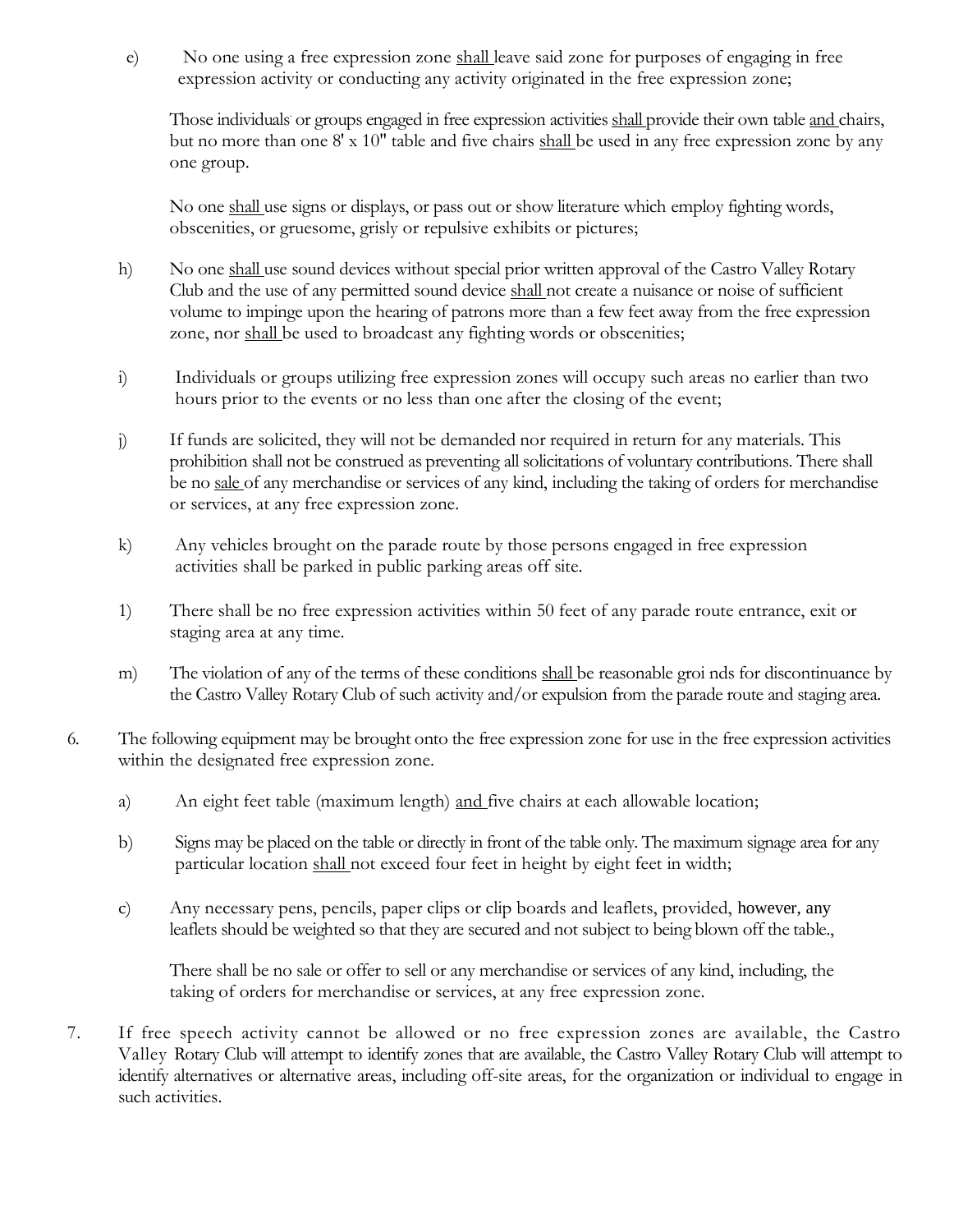e) No one using a free expression zone shall leave said zone for purposes of engaging in free expression activity or conducting any activity originated in the free expression zone;

Those individuals or groups engaged in free expression activities shall provide their own table and chairs, but no more than one 8' x 10" table and five chairs shall be used in any free expression zone by any one group.

No one shall use signs or displays, or pass out or show literature which employ fighting words, obscenities, or gruesome, grisly or repulsive exhibits or pictures;

h) No one shall use sound devices without special prior written approval of the Castro Valley Rotary Club and the use of any permitted sound device shall not create a nuisance or noise of sufficient volume to impinge upon the hearing of patrons more than a few feet away from the free expression zone, nor shall be used to broadcast any fighting words or obscenities;

i) Individuals or groups utilizing free expression zones will occupy such areas no earlier than two hours prior to the events or no less than one after the closing of the event;

j) If funds are solicited, they will not be demanded nor required in return for any materials. This prohibition shall not be construed as preventing all solicitations of voluntary contributions. There shall be no sale of any merchandise or services of any kind, including the taking of orders for merchandise or services, at any free expression zone.

k) Any vehicles brought on the parade route by those persons engaged in free expression activities shall be parked in public parking areas off site.

1) There shall be no free expression activities within 50 feet of any parade route entrance, exit or staging area at any time.

m) The violation of any of the terms of these conditions shall be reasonable groi nds for discontinuance by the Castro Valley Rotary Club of such activity and/or expulsion from the parade route and staging area.

6. The following equipment may be brought onto the free expression zone for use in the free expression activities within the designated free expression zone.

   a) An eight feet table (maximum length) and five chairs at each allowable location;

   b) Signs may be placed on the table or directly in front of the table only. The maximum signage area for any particular location shall not exceed four feet in height by eight feet in width;

   c) Any necessary pens, pencils, paper clips or clip boards and leaflets, provided, however, any leaflets should be weighted so that they are secured and not subject to being blown off the table.,

   There shall be no sale or offer to sell or any merchandise or services of any kind, including, the taking of orders for merchandise or services, at any free expression zone.

7. If free speech activity cannot be allowed or no free expression zones are available, the Castro Valley Rotary Club will attempt to identify zones that are available, the Castro Valley Rotary Club will attempt to identify alternatives or alternative areas, including off-site areas, for the organization or individual to engage in such activities.